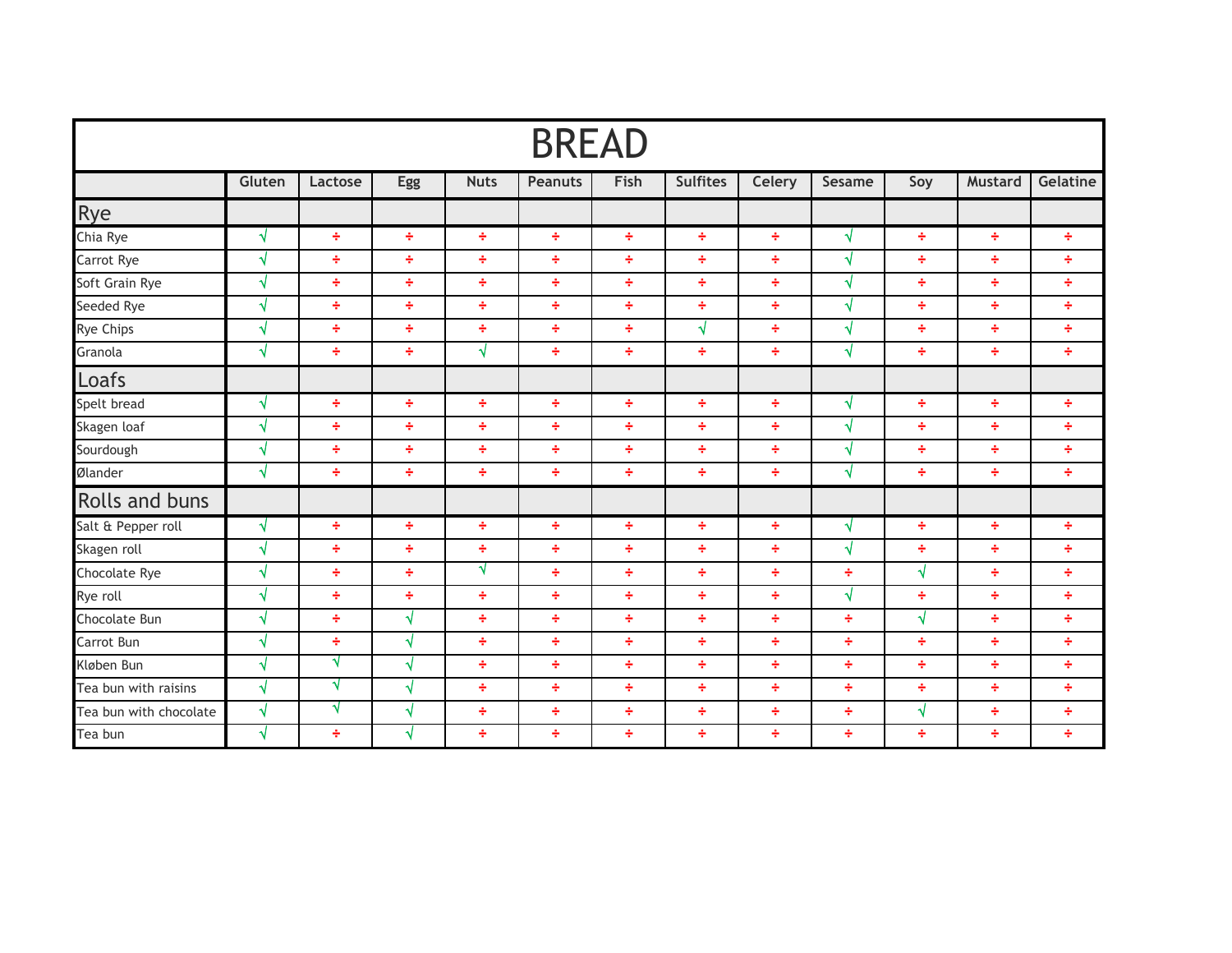# BREAD

| | Gluten | Lactose | Egg | Nuts | Peanuts | Fish | Sulfites | Celery | Sesame | Soy | Mustard | Gelatine |
|---|---|---|---|---|---|---|---|---|---|---|---|---|
| **Rye** | | | | | | | | | | | | |
| Chia Rye | √ | ÷ | ÷ | ÷ | ÷ | ÷ | ÷ | ÷ | √ | ÷ | ÷ | ÷ |
| Carrot Rye | √ | ÷ | ÷ | ÷ | ÷ | ÷ | ÷ | ÷ | √ | ÷ | ÷ | ÷ |
| Soft Grain Rye | √ | ÷ | ÷ | ÷ | ÷ | ÷ | ÷ | ÷ | √ | ÷ | ÷ | ÷ |
| Seeded Rye | √ | ÷ | ÷ | ÷ | ÷ | ÷ | ÷ | ÷ | √ | ÷ | ÷ | ÷ |
| Rye Chips | √ | ÷ | ÷ | ÷ | ÷ | ÷ | √ | ÷ | √ | ÷ | ÷ | ÷ |
| Granola | √ | ÷ | ÷ | √ | ÷ | ÷ | ÷ | ÷ | √ | ÷ | ÷ | ÷ |
| **Loafs** | | | | | | | | | | | | |
| Spelt bread | √ | ÷ | ÷ | ÷ | ÷ | ÷ | ÷ | ÷ | √ | ÷ | ÷ | ÷ |
| Skagen loaf | √ | ÷ | ÷ | ÷ | ÷ | ÷ | ÷ | ÷ | √ | ÷ | ÷ | ÷ |
| Sourdough | √ | ÷ | ÷ | ÷ | ÷ | ÷ | ÷ | ÷ | √ | ÷ | ÷ | ÷ |
| Ølander | √ | ÷ | ÷ | ÷ | ÷ | ÷ | ÷ | ÷ | √ | ÷ | ÷ | ÷ |
| **Rolls and buns** | | | | | | | | | | | | |
| Salt & Pepper roll | √ | ÷ | ÷ | ÷ | ÷ | ÷ | ÷ | ÷ | √ | ÷ | ÷ | ÷ |
| Skagen roll | √ | ÷ | ÷ | ÷ | ÷ | ÷ | ÷ | ÷ | √ | ÷ | ÷ | ÷ |
| Chocolate Rye | √ | ÷ | ÷ | √ | ÷ | ÷ | ÷ | ÷ | ÷ | √ | ÷ | ÷ |
| Rye roll | √ | ÷ | ÷ | ÷ | ÷ | ÷ | ÷ | ÷ | √ | ÷ | ÷ | ÷ |
| Chocolate Bun | √ | ÷ | √ | ÷ | ÷ | ÷ | ÷ | ÷ | ÷ | √ | ÷ | ÷ |
| Carrot Bun | √ | ÷ | √ | ÷ | ÷ | ÷ | ÷ | ÷ | ÷ | ÷ | ÷ | ÷ |
| Kløben Bun | √ | √ | √ | ÷ | ÷ | ÷ | ÷ | ÷ | ÷ | ÷ | ÷ | ÷ |
| Tea bun with raisins | √ | √ | √ | ÷ | ÷ | ÷ | ÷ | ÷ | ÷ | ÷ | ÷ | ÷ |
| Tea bun with chocolate | √ | √ | √ | ÷ | ÷ | ÷ | ÷ | ÷ | ÷ | √ | ÷ | ÷ |
| Tea bun | √ | ÷ | √ | ÷ | ÷ | ÷ | ÷ | ÷ | ÷ | ÷ | ÷ | ÷ |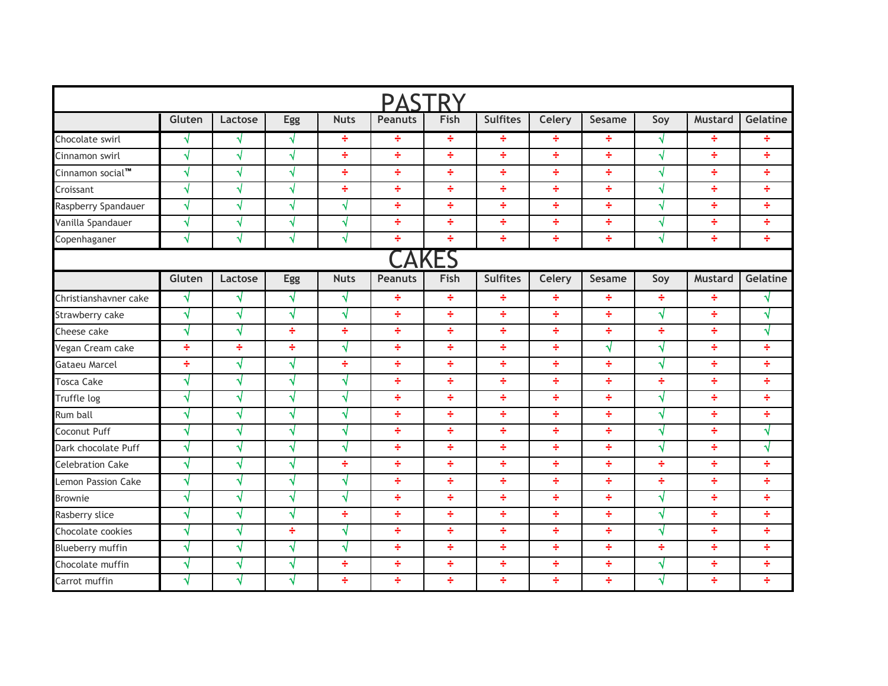# PASTRY

| | Gluten | Lactose | Egg | Nuts | Peanuts | Fish | Sulfites | Celery | Sesame | Soy | Mustard | Gelatine |
|---|---|---|---|---|---|---|---|---|---|---|---|---|
| Chocolate swirl | √ | √ | √ | ÷ | ÷ | ÷ | ÷ | ÷ | ÷ | √ | ÷ | ÷ |
| Cinnamon swirl | √ | √ | √ | ÷ | ÷ | ÷ | ÷ | ÷ | ÷ | √ | ÷ | ÷ |
| Cinnamon social™ | √ | √ | √ | ÷ | ÷ | ÷ | ÷ | ÷ | ÷ | √ | ÷ | ÷ |
| Croissant | √ | √ | √ | ÷ | ÷ | ÷ | ÷ | ÷ | ÷ | √ | ÷ | ÷ |
| Raspberry Spandauer | √ | √ | √ | √ | ÷ | ÷ | ÷ | ÷ | ÷ | √ | ÷ | ÷ |
| Vanilla Spandauer | √ | √ | √ | √ | ÷ | ÷ | ÷ | ÷ | ÷ | √ | ÷ | ÷ |
| Copenhaganer | √ | √ | √ | √ | ÷ | ÷ | ÷ | ÷ | ÷ | √ | ÷ | ÷ |

# CAKES

| | Gluten | Lactose | Egg | Nuts | Peanuts | Fish | Sulfites | Celery | Sesame | Soy | Mustard | Gelatine |
|---|---|---|---|---|---|---|---|---|---|---|---|---|
| Christianshavner cake | √ | √ | √ | √ | ÷ | ÷ | ÷ | ÷ | ÷ | ÷ | ÷ | √ |
| Strawberry cake | √ | √ | √ | √ | ÷ | ÷ | ÷ | ÷ | ÷ | √ | ÷ | √ |
| Cheese cake | √ | √ | ÷ | ÷ | ÷ | ÷ | ÷ | ÷ | ÷ | ÷ | ÷ | √ |
| Vegan Cream cake | ÷ | ÷ | ÷ | √ | ÷ | ÷ | ÷ | ÷ | √ | √ | ÷ | ÷ |
| Gataeu Marcel | ÷ | √ | √ | ÷ | ÷ | ÷ | ÷ | ÷ | ÷ | √ | ÷ | ÷ |
| Tosca Cake | √ | √ | √ | √ | ÷ | ÷ | ÷ | ÷ | ÷ | ÷ | ÷ | ÷ |
| Truffle log | √ | √ | √ | √ | ÷ | ÷ | ÷ | ÷ | ÷ | √ | ÷ | ÷ |
| Rum ball | √ | √ | √ | √ | ÷ | ÷ | ÷ | ÷ | ÷ | √ | ÷ | ÷ |
| Coconut Puff | √ | √ | √ | √ | ÷ | ÷ | ÷ | ÷ | ÷ | √ | ÷ | √ |
| Dark chocolate Puff | √ | √ | √ | √ | ÷ | ÷ | ÷ | ÷ | ÷ | √ | ÷ | √ |
| Celebration Cake | √ | √ | √ | ÷ | ÷ | ÷ | ÷ | ÷ | ÷ | ÷ | ÷ | ÷ |
| Lemon Passion Cake | √ | √ | √ | √ | ÷ | ÷ | ÷ | ÷ | ÷ | ÷ | ÷ | ÷ |
| Brownie | √ | √ | √ | √ | ÷ | ÷ | ÷ | ÷ | ÷ | √ | ÷ | ÷ |
| Rasberry slice | √ | √ | √ | ÷ | ÷ | ÷ | ÷ | ÷ | ÷ | √ | ÷ | ÷ |
| Chocolate cookies | √ | √ | ÷ | √ | ÷ | ÷ | ÷ | ÷ | ÷ | √ | ÷ | ÷ |
| Blueberry muffin | √ | √ | √ | √ | ÷ | ÷ | ÷ | ÷ | ÷ | ÷ | ÷ | ÷ |
| Chocolate muffin | √ | √ | √ | ÷ | ÷ | ÷ | ÷ | ÷ | ÷ | √ | ÷ | ÷ |
| Carrot muffin | √ | √ | √ | ÷ | ÷ | ÷ | ÷ | ÷ | ÷ | √ | ÷ | ÷ |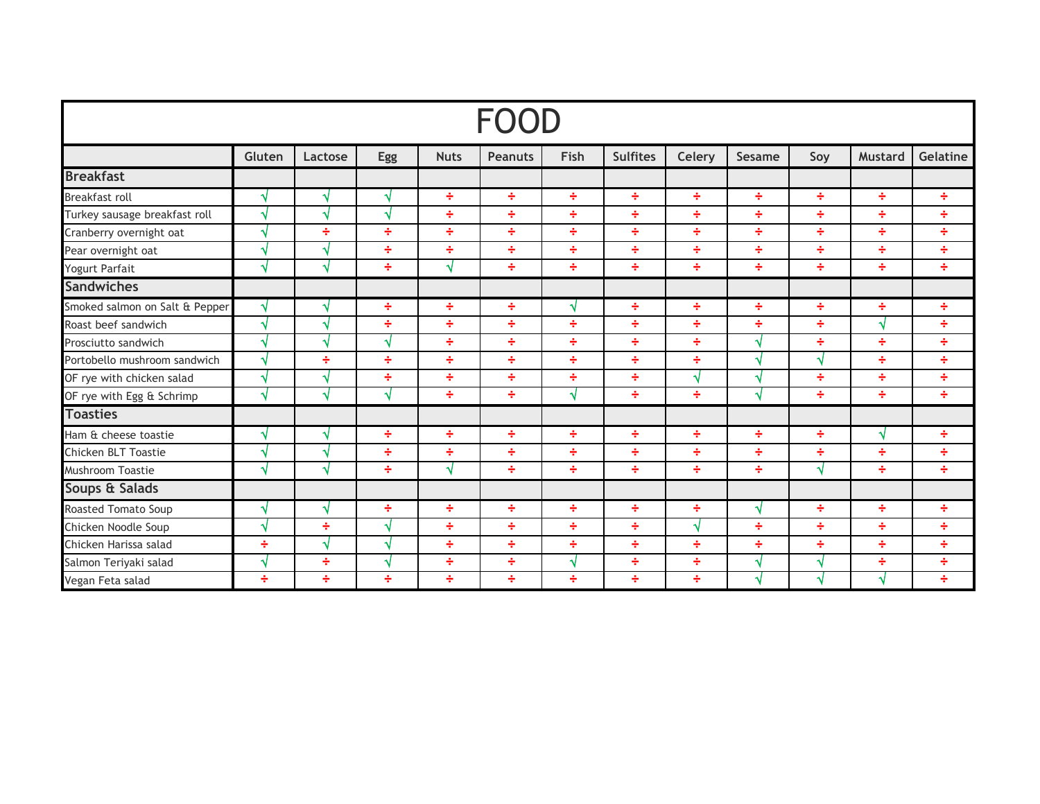# FOOD

| | Gluten | Lactose | Egg | Nuts | Peanuts | Fish | Sulfites | Celery | Sesame | Soy | Mustard | Gelatine |
|---|---|---|---|---|---|---|---|---|---|---|---|---|
| **Breakfast** | | | | | | | | | | | | |
| Breakfast roll | √ | √ | √ | ÷ | ÷ | ÷ | ÷ | ÷ | ÷ | ÷ | ÷ | ÷ |
| Turkey sausage breakfast roll | √ | √ | √ | ÷ | ÷ | ÷ | ÷ | ÷ | ÷ | ÷ | ÷ | ÷ |
| Cranberry overnight oat | √ | ÷ | ÷ | ÷ | ÷ | ÷ | ÷ | ÷ | ÷ | ÷ | ÷ | ÷ |
| Pear overnight oat | √ | √ | ÷ | ÷ | ÷ | ÷ | ÷ | ÷ | ÷ | ÷ | ÷ | ÷ |
| Yogurt Parfait | √ | √ | ÷ | √ | ÷ | ÷ | ÷ | ÷ | ÷ | ÷ | ÷ | ÷ |
| **Sandwiches** | | | | | | | | | | | | |
| Smoked salmon on Salt & Pepper | √ | √ | ÷ | ÷ | ÷ | √ | ÷ | ÷ | ÷ | ÷ | ÷ | ÷ |
| Roast beef sandwich | √ | √ | ÷ | ÷ | ÷ | ÷ | ÷ | ÷ | ÷ | ÷ | √ | ÷ |
| Prosciutto sandwich | √ | √ | √ | ÷ | ÷ | ÷ | ÷ | ÷ | √ | ÷ | ÷ | ÷ |
| Portobello mushroom sandwich | √ | ÷ | ÷ | ÷ | ÷ | ÷ | ÷ | ÷ | √ | √ | ÷ | ÷ |
| OF rye with chicken salad | √ | √ | ÷ | ÷ | ÷ | ÷ | ÷ | √ | √ | ÷ | ÷ | ÷ |
| OF rye with Egg & Schrimp | √ | √ | √ | ÷ | ÷ | √ | ÷ | ÷ | √ | ÷ | ÷ | ÷ |
| **Toasties** | | | | | | | | | | | | |
| Ham & cheese toastie | √ | √ | ÷ | ÷ | ÷ | ÷ | ÷ | ÷ | ÷ | ÷ | √ | ÷ |
| Chicken BLT Toastie | √ | √ | ÷ | ÷ | ÷ | ÷ | ÷ | ÷ | ÷ | ÷ | ÷ | ÷ |
| Mushroom Toastie | √ | √ | ÷ | √ | ÷ | ÷ | ÷ | ÷ | ÷ | √ | ÷ | ÷ |
| **Soups & Salads** | | | | | | | | | | | | |
| Roasted Tomato Soup | √ | √ | ÷ | ÷ | ÷ | ÷ | ÷ | ÷ | √ | ÷ | ÷ | ÷ |
| Chicken Noodle Soup | √ | ÷ | √ | ÷ | ÷ | ÷ | ÷ | √ | ÷ | ÷ | ÷ | ÷ |
| Chicken Harissa salad | ÷ | √ | √ | ÷ | ÷ | ÷ | ÷ | ÷ | ÷ | ÷ | ÷ | ÷ |
| Salmon Teriyaki salad | √ | ÷ | √ | ÷ | ÷ | √ | ÷ | ÷ | √ | √ | ÷ | ÷ |
| Vegan Feta salad | ÷ | ÷ | ÷ | ÷ | ÷ | ÷ | ÷ | ÷ | √ | √ | √ | ÷ |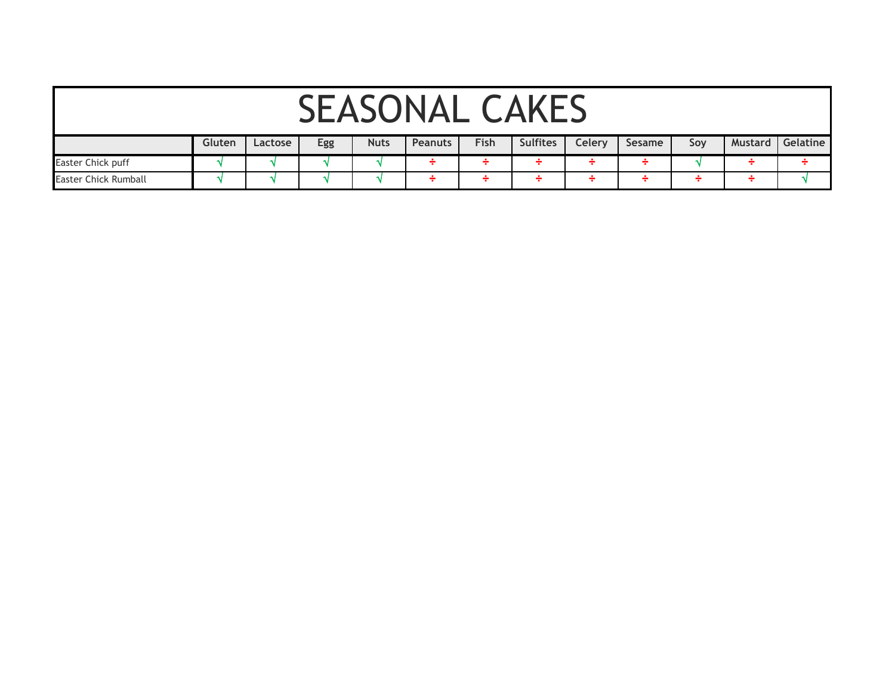# SEASONAL CAKES

| | Gluten | Lactose | Egg | Nuts | Peanuts | Fish | Sulfites | Celery | Sesame | Soy | Mustard | Gelatine |
|---|---|---|---|---|---|---|---|---|---|---|---|---|
| Easter Chick puff | √ | √ | √ | √ | ÷ | ÷ | ÷ | ÷ | ÷ | √ | ÷ | ÷ |
| Easter Chick Rumball | √ | √ | √ | √ | ÷ | ÷ | ÷ | ÷ | ÷ | ÷ | ÷ | √ |